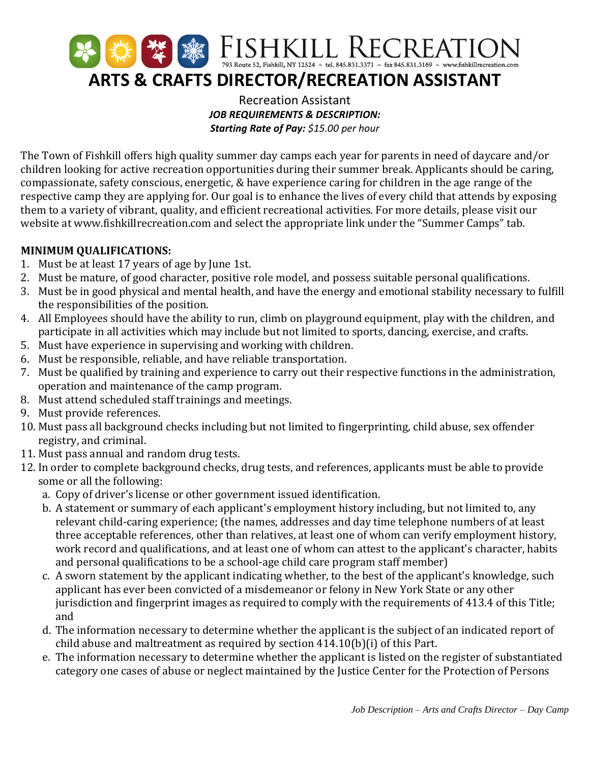FISHKILL RECREATION

793 Route 52, Fishkill, NY 12524 ~ tel. 845.831.3371 ~ fax 845.831.3169 ~ www.fishkillrecreation.com

# ARTS & CRAFTS DIRECTOR/RECREATION ASSISTANT

Recreation Assistant

***JOB REQUIREMENTS & DESCRIPTION:***

***Starting Rate of Pay:*** *$15.00 per hour*

The Town of Fishkill offers high quality summer day camps each year for parents in need of daycare and/or children looking for active recreation opportunities during their summer break. Applicants should be caring, compassionate, safety conscious, energetic, & have experience caring for children in the age range of the respective camp they are applying for. Our goal is to enhance the lives of every child that attends by exposing them to a variety of vibrant, quality, and efficient recreational activities. For more details, please visit our website at www.fishkillrecreation.com and select the appropriate link under the "Summer Camps" tab.

**MINIMUM QUALIFICATIONS:**

1. Must be at least 17 years of age by June 1st.
2. Must be mature, of good character, positive role model, and possess suitable personal qualifications.
3. Must be in good physical and mental health, and have the energy and emotional stability necessary to fulfill the responsibilities of the position.
4. All Employees should have the ability to run, climb on playground equipment, play with the children, and participate in all activities which may include but not limited to sports, dancing, exercise, and crafts.
5. Must have experience in supervising and working with children.
6. Must be responsible, reliable, and have reliable transportation.
7. Must be qualified by training and experience to carry out their respective functions in the administration, operation and maintenance of the camp program.
8. Must attend scheduled staff trainings and meetings.
9. Must provide references.
10. Must pass all background checks including but not limited to fingerprinting, child abuse, sex offender registry, and criminal.
11. Must pass annual and random drug tests.
12. In order to complete background checks, drug tests, and references, applicants must be able to provide some or all the following:
    a. Copy of driver's license or other government issued identification.
    b. A statement or summary of each applicant's employment history including, but not limited to, any relevant child-caring experience; (the names, addresses and day time telephone numbers of at least three acceptable references, other than relatives, at least one of whom can verify employment history, work record and qualifications, and at least one of whom can attest to the applicant's character, habits and personal qualifications to be a school-age child care program staff member)
    c. A sworn statement by the applicant indicating whether, to the best of the applicant's knowledge, such applicant has ever been convicted of a misdemeanor or felony in New York State or any other jurisdiction and fingerprint images as required to comply with the requirements of 413.4 of this Title; and
    d. The information necessary to determine whether the applicant is the subject of an indicated report of child abuse and maltreatment as required by section 414.10(b)(i) of this Part.
    e. The information necessary to determine whether the applicant is listed on the register of substantiated category one cases of abuse or neglect maintained by the Justice Center for the Protection of Persons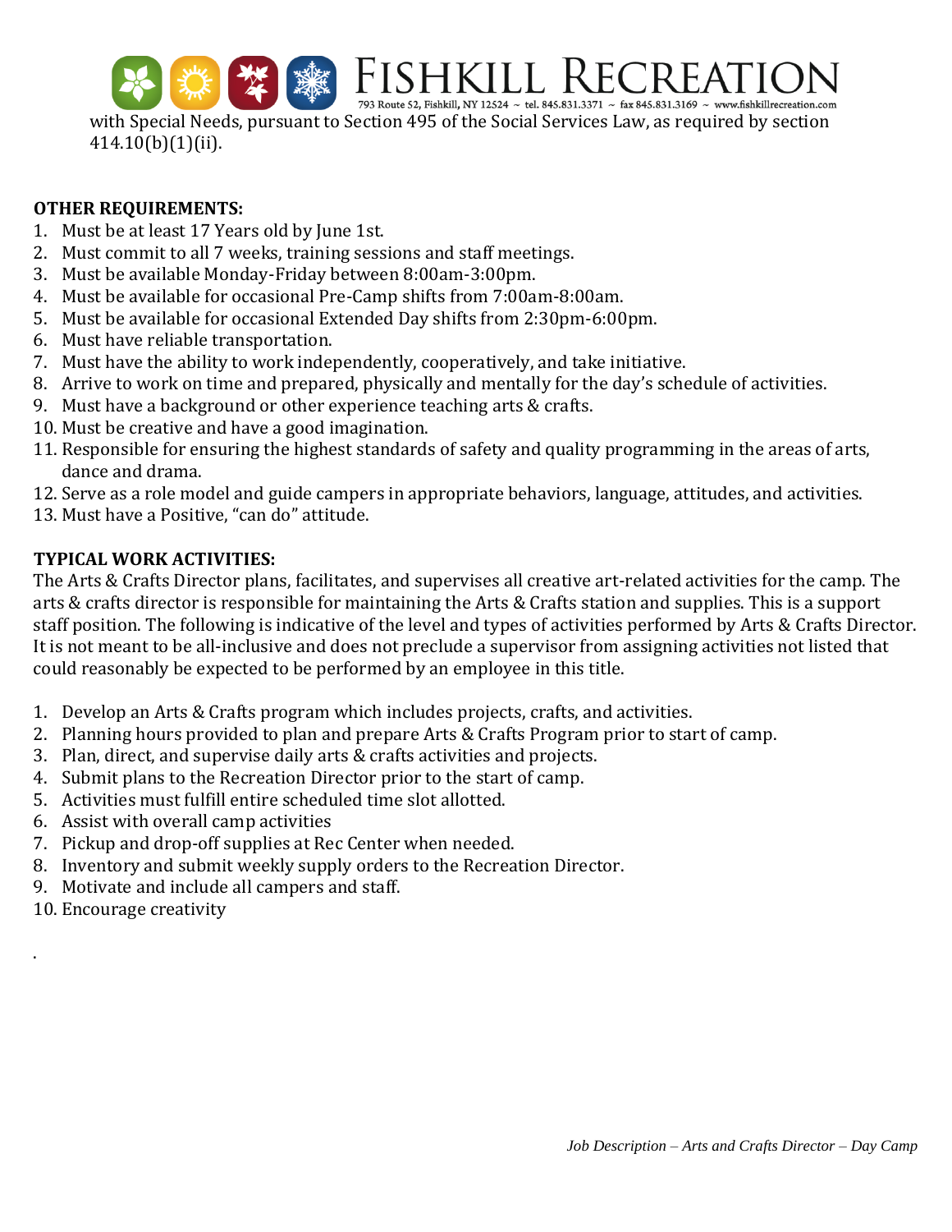with Special Needs, pursuant to Section 495 of the Social Services Law, as required by section 414.10(b)(1)(ii).

**OTHER REQUIREMENTS:**

1. Must be at least 17 Years old by June 1st.
2. Must commit to all 7 weeks, training sessions and staff meetings.
3. Must be available Monday-Friday between 8:00am-3:00pm.
4. Must be available for occasional Pre-Camp shifts from 7:00am-8:00am.
5. Must be available for occasional Extended Day shifts from 2:30pm-6:00pm.
6. Must have reliable transportation.
7. Must have the ability to work independently, cooperatively, and take initiative.
8. Arrive to work on time and prepared, physically and mentally for the day's schedule of activities.
9. Must have a background or other experience teaching arts & crafts.
10. Must be creative and have a good imagination.
11. Responsible for ensuring the highest standards of safety and quality programming in the areas of arts, dance and drama.
12. Serve as a role model and guide campers in appropriate behaviors, language, attitudes, and activities.
13. Must have a Positive, "can do" attitude.

**TYPICAL WORK ACTIVITIES:**

The Arts & Crafts Director plans, facilitates, and supervises all creative art-related activities for the camp. The arts & crafts director is responsible for maintaining the Arts & Crafts station and supplies. This is a support staff position. The following is indicative of the level and types of activities performed by Arts & Crafts Director. It is not meant to be all-inclusive and does not preclude a supervisor from assigning activities not listed that could reasonably be expected to be performed by an employee in this title.

1. Develop an Arts & Crafts program which includes projects, crafts, and activities.
2. Planning hours provided to plan and prepare Arts & Crafts Program prior to start of camp.
3. Plan, direct, and supervise daily arts & crafts activities and projects.
4. Submit plans to the Recreation Director prior to the start of camp.
5. Activities must fulfill entire scheduled time slot allotted.
6. Assist with overall camp activities
7. Pickup and drop-off supplies at Rec Center when needed.
8. Inventory and submit weekly supply orders to the Recreation Director.
9. Motivate and include all campers and staff.
10. Encourage creativity